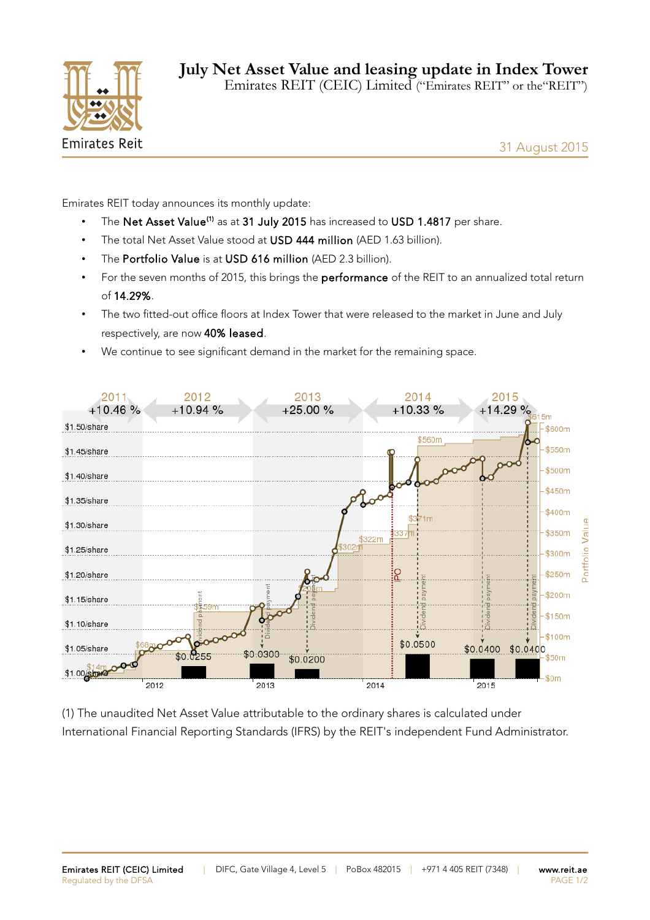# July Net Asset Value and leasing update in Index Tower

Emirates REIT (CEIC) Limited ("Emirates REIT" or the"REIT")

31 August 2015

Emirates REIT today announces its monthly update:

- The **Net Asset Value**[(1)] as at **31 July 2015** has increased to **USD 1.4817** per share.
- The total Net Asset Value stood at **USD 444 million** (AED 1.63 billion).
- The **Portfolio Value** is at **USD 616 million** (AED 2.3 billion).
- For the seven months of 2015, this brings the **performance** of the REIT to an annualized total return of **14.29%**.
- The two fitted-out office floors at Index Tower that were released to the market in June and July respectively, are now **40% leased**.
- We continue to see significant demand in the market for the remaining space.

(1) The unaudited Net Asset Value attributable to the ordinary shares is calculated under International Financial Reporting Standards (IFRS) by the REIT's independent Fund Administrator.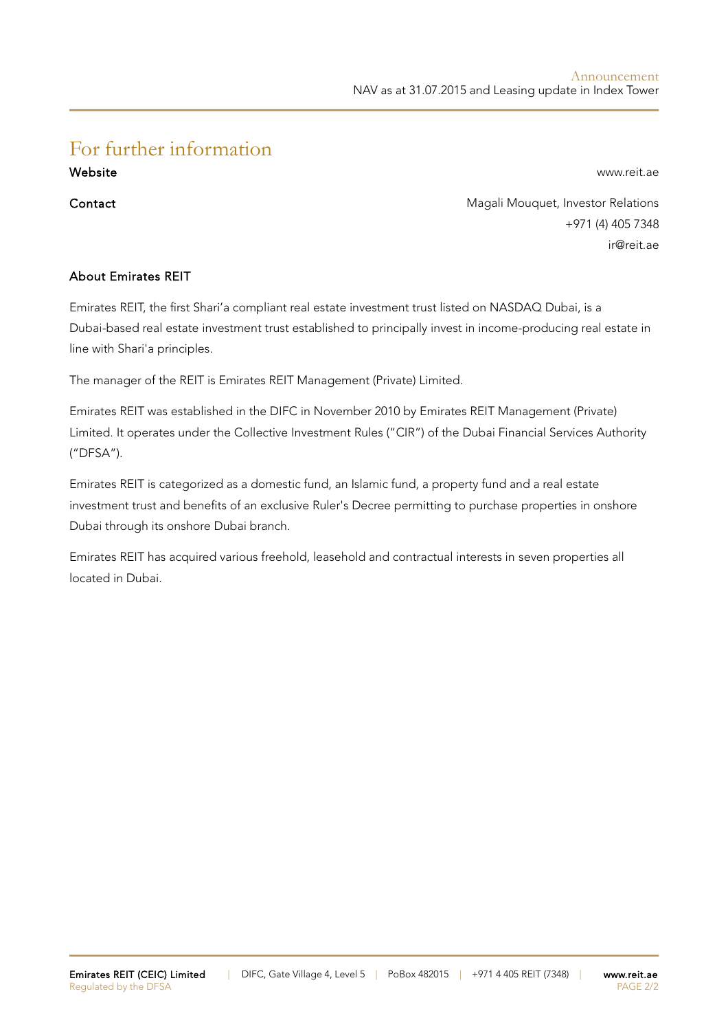## For further information

**Website** www.reit.ae

**Contact** Magali Mouquet, Investor Relations
+971 (4) 405 7348
ir@reit.ae

### About Emirates REIT

Emirates REIT, the first Shari'a compliant real estate investment trust listed on NASDAQ Dubai, is a Dubai-based real estate investment trust established to principally invest in income-producing real estate in line with Shari'a principles.

The manager of the REIT is Emirates REIT Management (Private) Limited.

Emirates REIT was established in the DIFC in November 2010 by Emirates REIT Management (Private) Limited. It operates under the Collective Investment Rules ("CIR") of the Dubai Financial Services Authority ("DFSA").

Emirates REIT is categorized as a domestic fund, an Islamic fund, a property fund and a real estate investment trust and benefits of an exclusive Ruler's Decree permitting to purchase properties in onshore Dubai through its onshore Dubai branch.

Emirates REIT has acquired various freehold, leasehold and contractual interests in seven properties all located in Dubai.